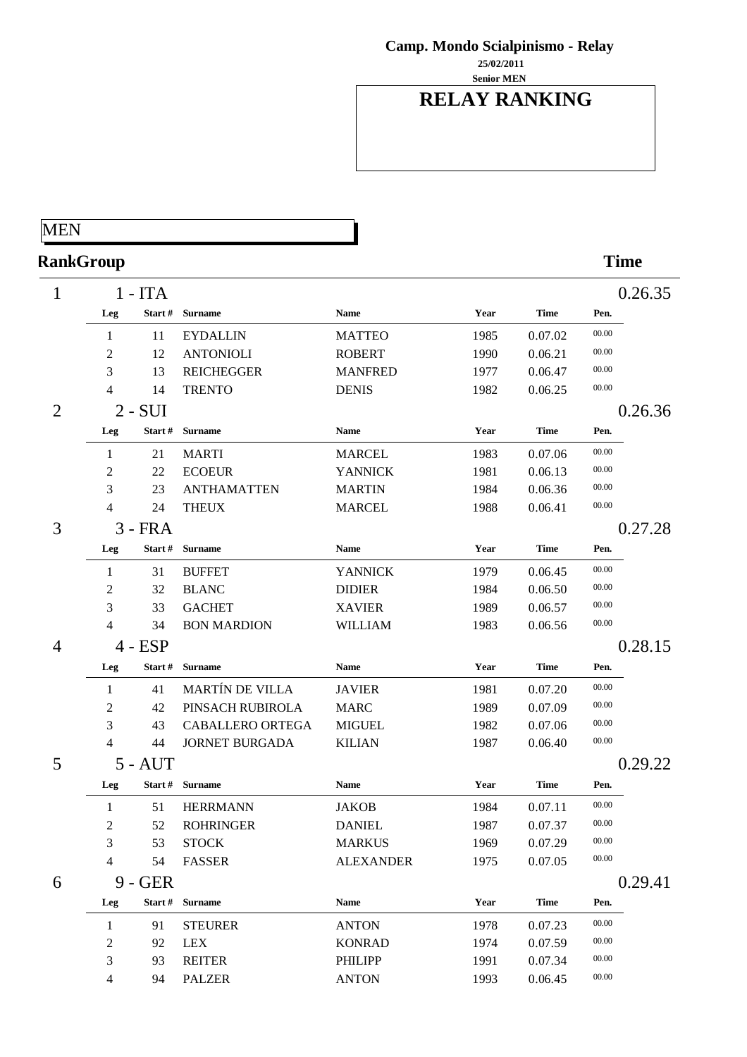**Camp. Mondo Scialpinismo - Relay**

**25/02/2011**

**Senior MEN**

# RELAY RANKING

MEN

| Rank | Group | | | | | | | Time |
|---|---|---|---|---|---|---|---|---|
| 1 | 1 - ITA | | | | | | | 0.26.35 |
| | Leg | Start # | Surname | Name | Year | Time | Pen. | |
| | 1 | 11 | EYDALLIN | MATTEO | 1985 | 0.07.02 | 00.00 | |
| | 2 | 12 | ANTONIOLI | ROBERT | 1990 | 0.06.21 | 00.00 | |
| | 3 | 13 | REICHEGGER | MANFRED | 1977 | 0.06.47 | 00.00 | |
| | 4 | 14 | TRENTO | DENIS | 1982 | 0.06.25 | 00.00 | |
| 2 | 2 - SUI | | | | | | | 0.26.36 |
| | Leg | Start # | Surname | Name | Year | Time | Pen. | |
| | 1 | 21 | MARTI | MARCEL | 1983 | 0.07.06 | 00.00 | |
| | 2 | 22 | ECOEUR | YANNICK | 1981 | 0.06.13 | 00.00 | |
| | 3 | 23 | ANTHAMATTEN | MARTIN | 1984 | 0.06.36 | 00.00 | |
| | 4 | 24 | THEUX | MARCEL | 1988 | 0.06.41 | 00.00 | |
| 3 | 3 - FRA | | | | | | | 0.27.28 |
| | Leg | Start # | Surname | Name | Year | Time | Pen. | |
| | 1 | 31 | BUFFET | YANNICK | 1979 | 0.06.45 | 00.00 | |
| | 2 | 32 | BLANC | DIDIER | 1984 | 0.06.50 | 00.00 | |
| | 3 | 33 | GACHET | XAVIER | 1989 | 0.06.57 | 00.00 | |
| | 4 | 34 | BON MARDION | WILLIAM | 1983 | 0.06.56 | 00.00 | |
| 4 | 4 - ESP | | | | | | | 0.28.15 |
| | Leg | Start # | Surname | Name | Year | Time | Pen. | |
| | 1 | 41 | MARTÍN DE VILLA | JAVIER | 1981 | 0.07.20 | 00.00 | |
| | 2 | 42 | PINSACH RUBIROLA | MARC | 1989 | 0.07.09 | 00.00 | |
| | 3 | 43 | CABALLERO ORTEGA | MIGUEL | 1982 | 0.07.06 | 00.00 | |
| | 4 | 44 | JORNET BURGADA | KILIAN | 1987 | 0.06.40 | 00.00 | |
| 5 | 5 - AUT | | | | | | | 0.29.22 |
| | Leg | Start # | Surname | Name | Year | Time | Pen. | |
| | 1 | 51 | HERRMANN | JAKOB | 1984 | 0.07.11 | 00.00 | |
| | 2 | 52 | ROHRINGER | DANIEL | 1987 | 0.07.37 | 00.00 | |
| | 3 | 53 | STOCK | MARKUS | 1969 | 0.07.29 | 00.00 | |
| | 4 | 54 | FASSER | ALEXANDER | 1975 | 0.07.05 | 00.00 | |
| 6 | 9 - GER | | | | | | | 0.29.41 |
| | Leg | Start # | Surname | Name | Year | Time | Pen. | |
| | 1 | 91 | STEURER | ANTON | 1978 | 0.07.23 | 00.00 | |
| | 2 | 92 | LEX | KONRAD | 1974 | 0.07.59 | 00.00 | |
| | 3 | 93 | REITER | PHILIPP | 1991 | 0.07.34 | 00.00 | |
| | 4 | 94 | PALZER | ANTON | 1993 | 0.06.45 | 00.00 | |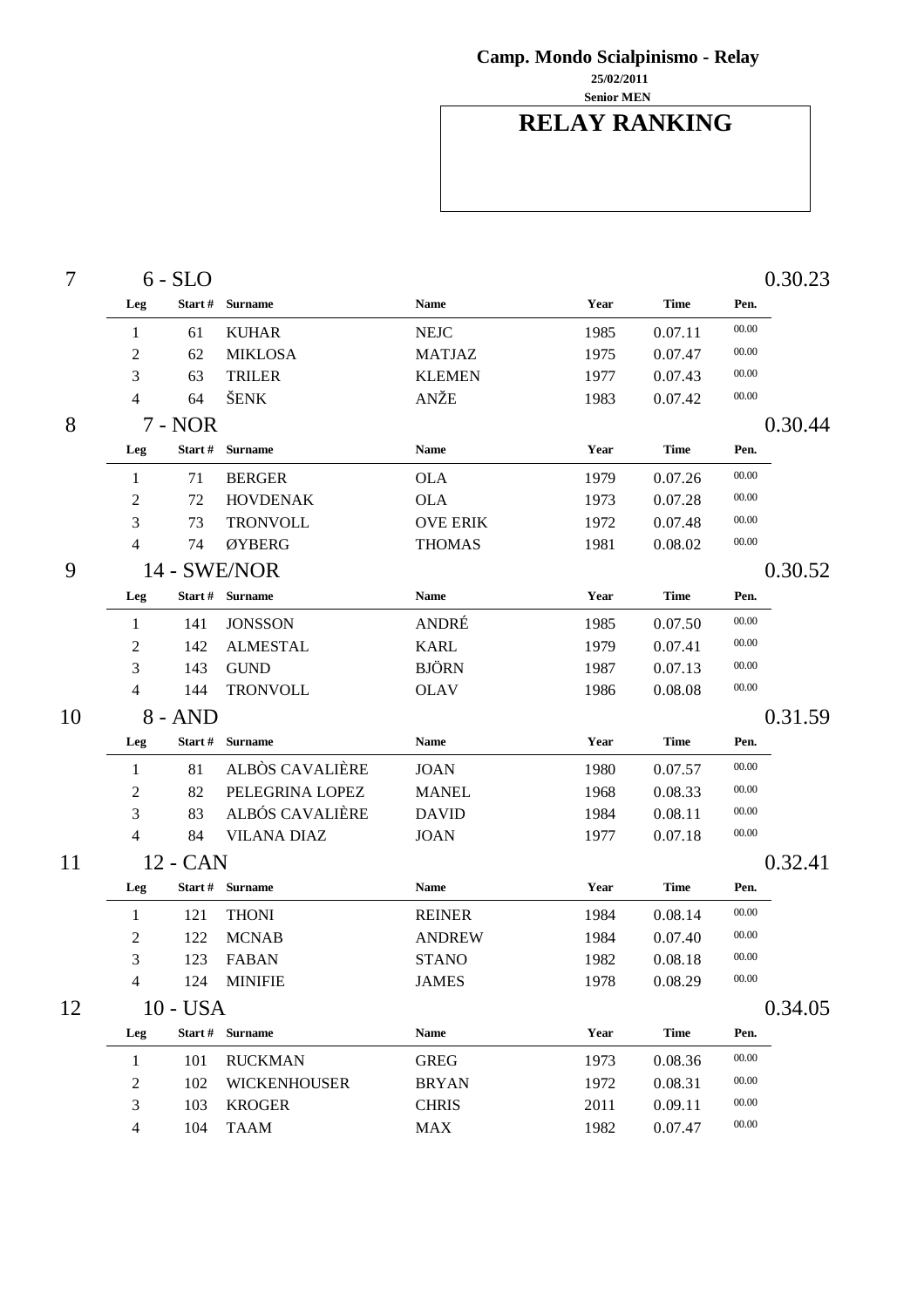**Camp. Mondo Scialpinismo - Relay**

**25/02/2011**

**Senior MEN**

# RELAY RANKING

## 7 — 6 - SLO — 0.30.23

| Leg | Start # | Surname | Name | Year | Time | Pen. |
|---|---|---|---|---|---|---|
| 1 | 61 | KUHAR | NEJC | 1985 | 0.07.11 | 00.00 |
| 2 | 62 | MIKLOSA | MATJAZ | 1975 | 0.07.47 | 00.00 |
| 3 | 63 | TRILER | KLEMEN | 1977 | 0.07.43 | 00.00 |
| 4 | 64 | ŠENK | ANŽE | 1983 | 0.07.42 | 00.00 |

## 8 — 7 - NOR — 0.30.44

| Leg | Start # | Surname | Name | Year | Time | Pen. |
|---|---|---|---|---|---|---|
| 1 | 71 | BERGER | OLA | 1979 | 0.07.26 | 00.00 |
| 2 | 72 | HOVDENAK | OLA | 1973 | 0.07.28 | 00.00 |
| 3 | 73 | TRONVOLL | OVE ERIK | 1972 | 0.07.48 | 00.00 |
| 4 | 74 | ØYBERG | THOMAS | 1981 | 0.08.02 | 00.00 |

## 9 — 14 - SWE/NOR — 0.30.52

| Leg | Start # | Surname | Name | Year | Time | Pen. |
|---|---|---|---|---|---|---|
| 1 | 141 | JONSSON | ANDRÉ | 1985 | 0.07.50 | 00.00 |
| 2 | 142 | ALMESTAL | KARL | 1979 | 0.07.41 | 00.00 |
| 3 | 143 | GUND | BJÖRN | 1987 | 0.07.13 | 00.00 |
| 4 | 144 | TRONVOLL | OLAV | 1986 | 0.08.08 | 00.00 |

## 10 — 8 - AND — 0.31.59

| Leg | Start # | Surname | Name | Year | Time | Pen. |
|---|---|---|---|---|---|---|
| 1 | 81 | ALBÒS CAVALIÈRE | JOAN | 1980 | 0.07.57 | 00.00 |
| 2 | 82 | PELEGRINA LOPEZ | MANEL | 1968 | 0.08.33 | 00.00 |
| 3 | 83 | ALBÓS CAVALIÈRE | DAVID | 1984 | 0.08.11 | 00.00 |
| 4 | 84 | VILANA DIAZ | JOAN | 1977 | 0.07.18 | 00.00 |

## 11 — 12 - CAN — 0.32.41

| Leg | Start # | Surname | Name | Year | Time | Pen. |
|---|---|---|---|---|---|---|
| 1 | 121 | THONI | REINER | 1984 | 0.08.14 | 00.00 |
| 2 | 122 | MCNAB | ANDREW | 1984 | 0.07.40 | 00.00 |
| 3 | 123 | FABAN | STANO | 1982 | 0.08.18 | 00.00 |
| 4 | 124 | MINIFIE | JAMES | 1978 | 0.08.29 | 00.00 |

## 12 — 10 - USA — 0.34.05

| Leg | Start # | Surname | Name | Year | Time | Pen. |
|---|---|---|---|---|---|---|
| 1 | 101 | RUCKMAN | GREG | 1973 | 0.08.36 | 00.00 |
| 2 | 102 | WICKENHOUSER | BRYAN | 1972 | 0.08.31 | 00.00 |
| 3 | 103 | KROGER | CHRIS | 2011 | 0.09.11 | 00.00 |
| 4 | 104 | TAAM | MAX | 1982 | 0.07.47 | 00.00 |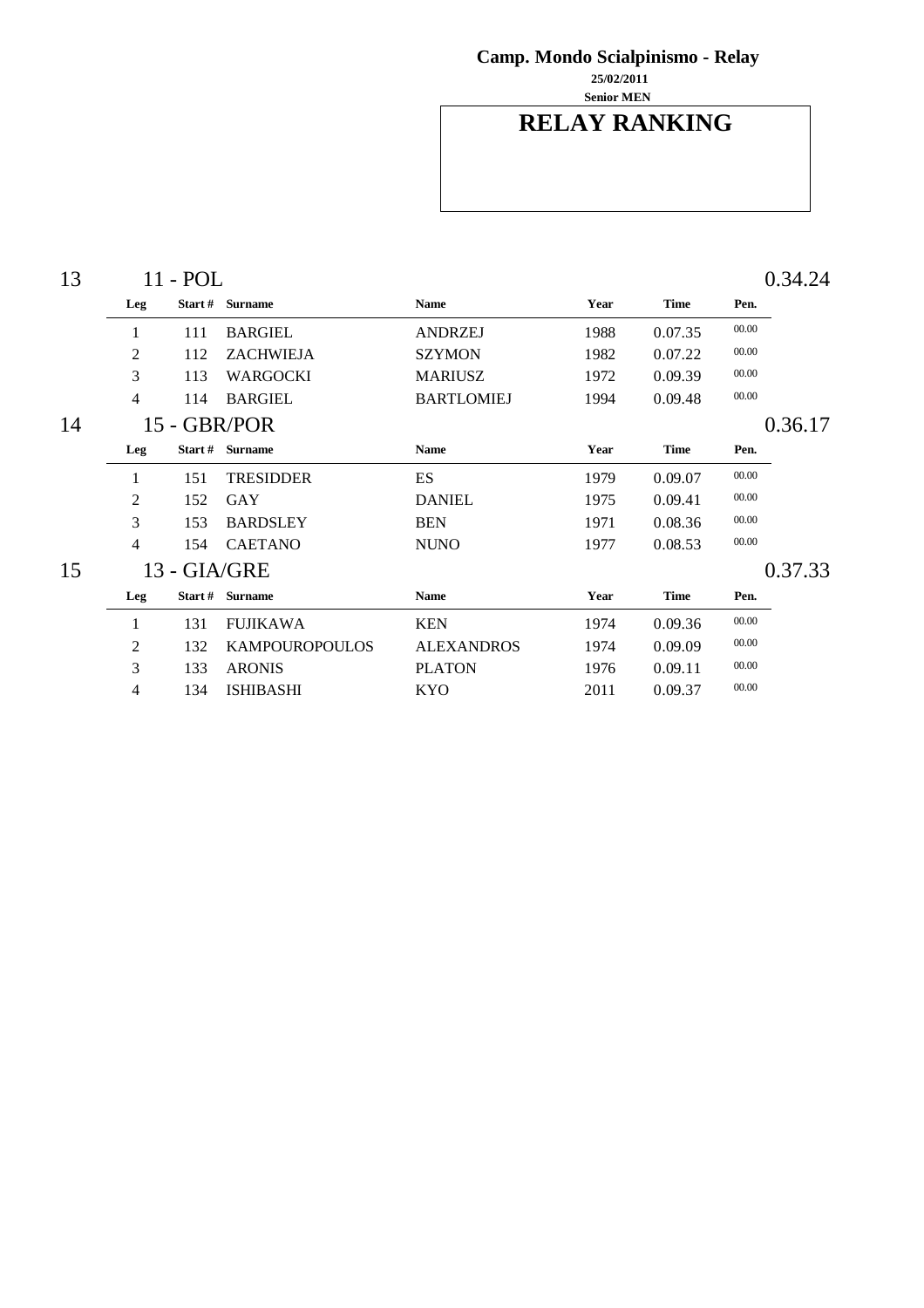**Camp. Mondo Scialpinismo - Relay**

**25/02/2011**

**Senior MEN**

# RELAY RANKING

## 13 — 11 - POL — 0.34.24

| Leg | Start # | Surname | Name | Year | Time | Pen. |
|---|---|---|---|---|---|---|
| 1 | 111 | BARGIEL | ANDRZEJ | 1988 | 0.07.35 | 00.00 |
| 2 | 112 | ZACHWIEJA | SZYMON | 1982 | 0.07.22 | 00.00 |
| 3 | 113 | WARGOCKI | MARIUSZ | 1972 | 0.09.39 | 00.00 |
| 4 | 114 | BARGIEL | BARTLOMIEJ | 1994 | 0.09.48 | 00.00 |

## 14 — 15 - GBR/POR — 0.36.17

| Leg | Start # | Surname | Name | Year | Time | Pen. |
|---|---|---|---|---|---|---|
| 1 | 151 | TRESIDDER | ES | 1979 | 0.09.07 | 00.00 |
| 2 | 152 | GAY | DANIEL | 1975 | 0.09.41 | 00.00 |
| 3 | 153 | BARDSLEY | BEN | 1971 | 0.08.36 | 00.00 |
| 4 | 154 | CAETANO | NUNO | 1977 | 0.08.53 | 00.00 |

## 15 — 13 - GIA/GRE — 0.37.33

| Leg | Start # | Surname | Name | Year | Time | Pen. |
|---|---|---|---|---|---|---|
| 1 | 131 | FUJIKAWA | KEN | 1974 | 0.09.36 | 00.00 |
| 2 | 132 | KAMPOUROPOULOS | ALEXANDROS | 1974 | 0.09.09 | 00.00 |
| 3 | 133 | ARONIS | PLATON | 1976 | 0.09.11 | 00.00 |
| 4 | 134 | ISHIBASHI | KYO | 2011 | 0.09.37 | 00.00 |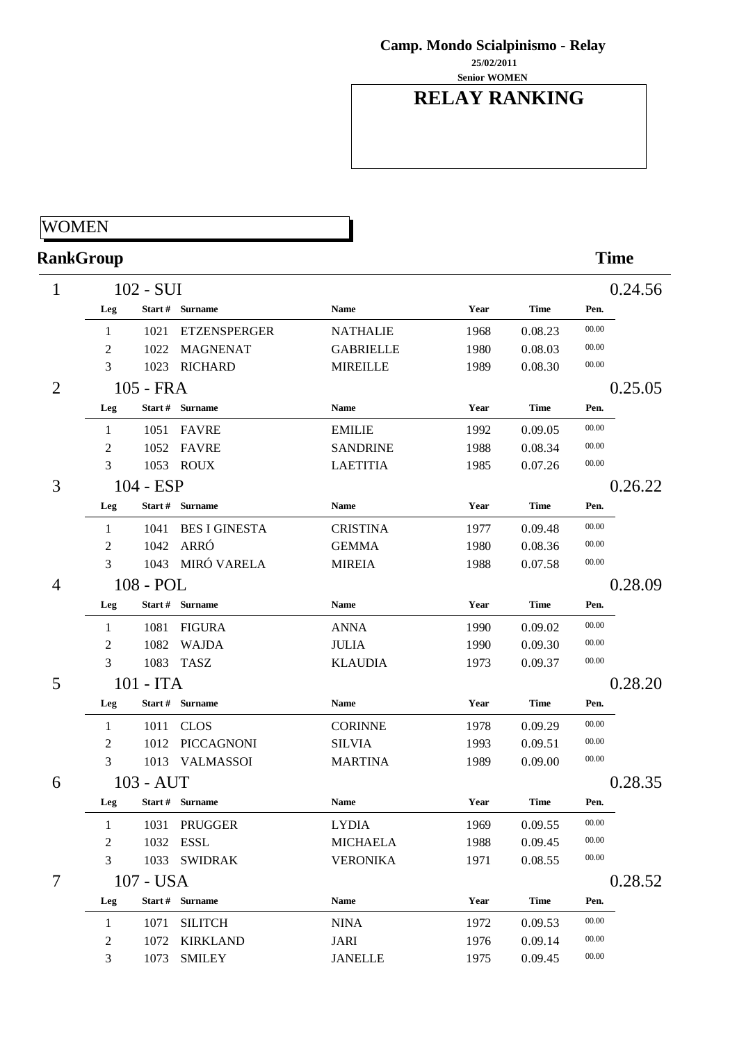**Camp. Mondo Scialpinismo - Relay**

**25/02/2011**

**Senior WOMEN**

# RELAY RANKING

## WOMEN

| Rank | Group | | | | | | Time |
|---|---|---|---|---|---|---|---|
| 1 | 102 - SUI | | | | | | 0.24.56 |
| **Leg** | **Start #** | **Surname** | **Name** | **Year** | **Time** | **Pen.** | |
| 1 | 1021 | ETZENSPERGER | NATHALIE | 1968 | 0.08.23 | 00.00 | |
| 2 | 1022 | MAGNENAT | GABRIELLE | 1980 | 0.08.03 | 00.00 | |
| 3 | 1023 | RICHARD | MIREILLE | 1989 | 0.08.30 | 00.00 | |
| 2 | 105 - FRA | | | | | | 0.25.05 |
| **Leg** | **Start #** | **Surname** | **Name** | **Year** | **Time** | **Pen.** | |
| 1 | 1051 | FAVRE | EMILIE | 1992 | 0.09.05 | 00.00 | |
| 2 | 1052 | FAVRE | SANDRINE | 1988 | 0.08.34 | 00.00 | |
| 3 | 1053 | ROUX | LAETITIA | 1985 | 0.07.26 | 00.00 | |
| 3 | 104 - ESP | | | | | | 0.26.22 |
| **Leg** | **Start #** | **Surname** | **Name** | **Year** | **Time** | **Pen.** | |
| 1 | 1041 | BES I GINESTA | CRISTINA | 1977 | 0.09.48 | 00.00 | |
| 2 | 1042 | ARRÓ | GEMMA | 1980 | 0.08.36 | 00.00 | |
| 3 | 1043 | MIRÓ VARELA | MIREIA | 1988 | 0.07.58 | 00.00 | |
| 4 | 108 - POL | | | | | | 0.28.09 |
| **Leg** | **Start #** | **Surname** | **Name** | **Year** | **Time** | **Pen.** | |
| 1 | 1081 | FIGURA | ANNA | 1990 | 0.09.02 | 00.00 | |
| 2 | 1082 | WAJDA | JULIA | 1990 | 0.09.30 | 00.00 | |
| 3 | 1083 | TASZ | KLAUDIA | 1973 | 0.09.37 | 00.00 | |
| 5 | 101 - ITA | | | | | | 0.28.20 |
| **Leg** | **Start #** | **Surname** | **Name** | **Year** | **Time** | **Pen.** | |
| 1 | 1011 | CLOS | CORINNE | 1978 | 0.09.29 | 00.00 | |
| 2 | 1012 | PICCAGNONI | SILVIA | 1993 | 0.09.51 | 00.00 | |
| 3 | 1013 | VALMASSOI | MARTINA | 1989 | 0.09.00 | 00.00 | |
| 6 | 103 - AUT | | | | | | 0.28.35 |
| **Leg** | **Start #** | **Surname** | **Name** | **Year** | **Time** | **Pen.** | |
| 1 | 1031 | PRUGGER | LYDIA | 1969 | 0.09.55 | 00.00 | |
| 2 | 1032 | ESSL | MICHAELA | 1988 | 0.09.45 | 00.00 | |
| 3 | 1033 | SWIDRAK | VERONIKA | 1971 | 0.08.55 | 00.00 | |
| 7 | 107 - USA | | | | | | 0.28.52 |
| **Leg** | **Start #** | **Surname** | **Name** | **Year** | **Time** | **Pen.** | |
| 1 | 1071 | SILITCH | NINA | 1972 | 0.09.53 | 00.00 | |
| 2 | 1072 | KIRKLAND | JARI | 1976 | 0.09.14 | 00.00 | |
| 3 | 1073 | SMILEY | JANELLE | 1975 | 0.09.45 | 00.00 | |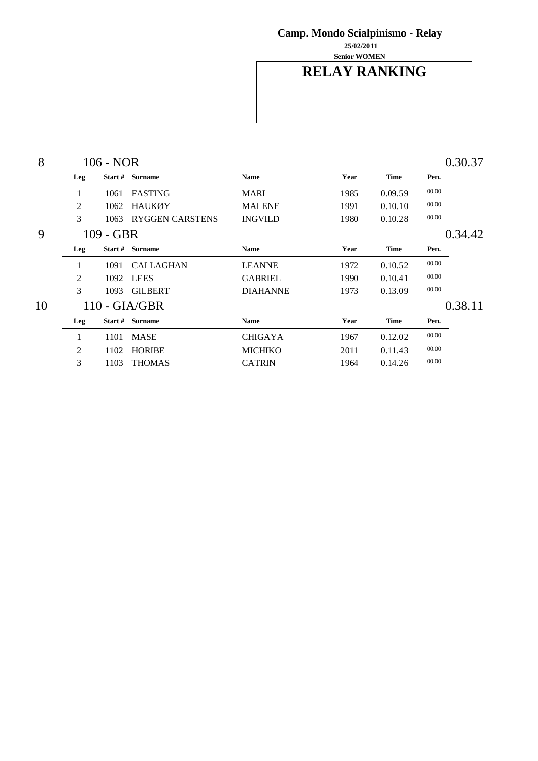**Camp. Mondo Scialpinismo - Relay**

**25/02/2011**

**Senior WOMEN**

# RELAY RANKING

| Rank | Team | | | | | | Total |
|---|---|---|---|---|---|---|---|
| 8 | 106 - NOR | | | | | | 0.30.37 |
| | **Leg** | **Start #** | **Surname** | **Name** | **Year** | **Time** | **Pen.** |
| | 1 | 1061 | FASTING | MARI | 1985 | 0.09.59 | 00.00 |
| | 2 | 1062 | HAUKØY | MALENE | 1991 | 0.10.10 | 00.00 |
| | 3 | 1063 | RYGGEN CARSTENS | INGVILD | 1980 | 0.10.28 | 00.00 |
| 9 | 109 - GBR | | | | | | 0.34.42 |
| | **Leg** | **Start #** | **Surname** | **Name** | **Year** | **Time** | **Pen.** |
| | 1 | 1091 | CALLAGHAN | LEANNE | 1972 | 0.10.52 | 00.00 |
| | 2 | 1092 | LEES | GABRIEL | 1990 | 0.10.41 | 00.00 |
| | 3 | 1093 | GILBERT | DIAHANNE | 1973 | 0.13.09 | 00.00 |
| 10 | 110 - GIA/GBR | | | | | | 0.38.11 |
| | **Leg** | **Start #** | **Surname** | **Name** | **Year** | **Time** | **Pen.** |
| | 1 | 1101 | MASE | CHIGAYA | 1967 | 0.12.02 | 00.00 |
| | 2 | 1102 | HORIBE | MICHIKO | 2011 | 0.11.43 | 00.00 |
| | 3 | 1103 | THOMAS | CATRIN | 1964 | 0.14.26 | 00.00 |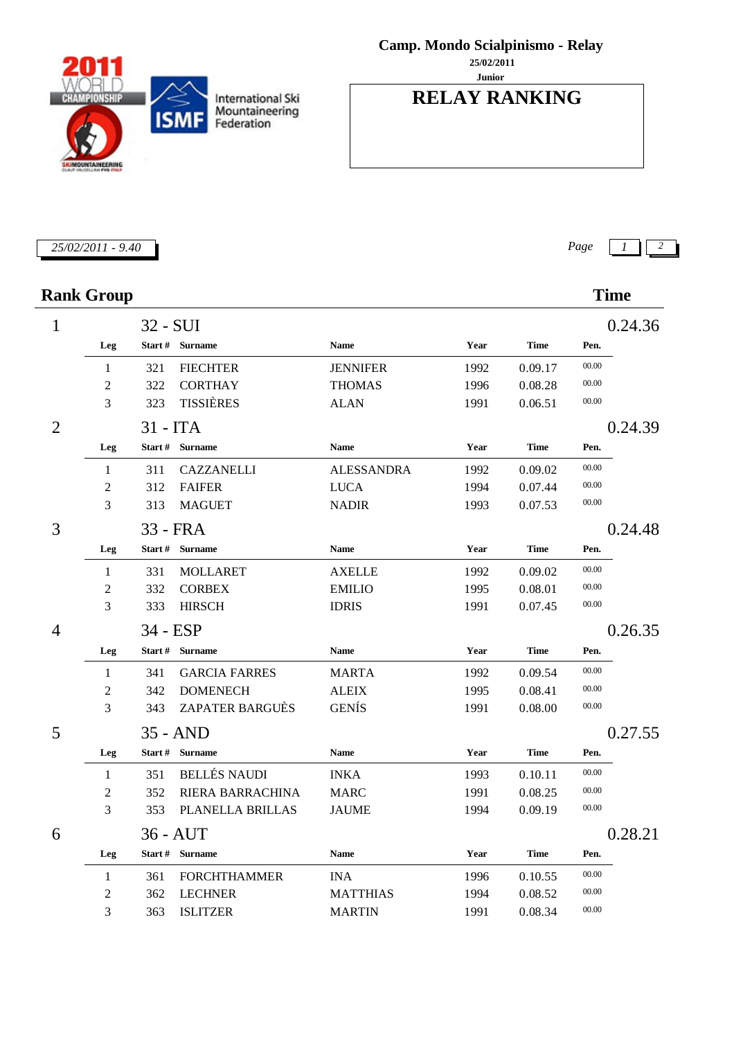**Camp. Mondo Scialpinismo - Relay**

25/02/2011

Junior

# RELAY RANKING

*25/02/2011 - 9.40*

## Rank Group — Time

### 1 — 32 - SUI — 0.24.36

| Leg | Start # | Surname | Name | Year | Time | Pen. |
|---|---|---|---|---|---|---|
| 1 | 321 | FIECHTER | JENNIFER | 1992 | 0.09.17 | 00.00 |
| 2 | 322 | CORTHAY | THOMAS | 1996 | 0.08.28 | 00.00 |
| 3 | 323 | TISSIÈRES | ALAN | 1991 | 0.06.51 | 00.00 |

### 2 — 31 - ITA — 0.24.39

| Leg | Start # | Surname | Name | Year | Time | Pen. |
|---|---|---|---|---|---|---|
| 1 | 311 | CAZZANELLI | ALESSANDRA | 1992 | 0.09.02 | 00.00 |
| 2 | 312 | FAIFER | LUCA | 1994 | 0.07.44 | 00.00 |
| 3 | 313 | MAGUET | NADIR | 1993 | 0.07.53 | 00.00 |

### 3 — 33 - FRA — 0.24.48

| Leg | Start # | Surname | Name | Year | Time | Pen. |
|---|---|---|---|---|---|---|
| 1 | 331 | MOLLARET | AXELLE | 1992 | 0.09.02 | 00.00 |
| 2 | 332 | CORBEX | EMILIO | 1995 | 0.08.01 | 00.00 |
| 3 | 333 | HIRSCH | IDRIS | 1991 | 0.07.45 | 00.00 |

### 4 — 34 - ESP — 0.26.35

| Leg | Start # | Surname | Name | Year | Time | Pen. |
|---|---|---|---|---|---|---|
| 1 | 341 | GARCIA FARRES | MARTA | 1992 | 0.09.54 | 00.00 |
| 2 | 342 | DOMENECH | ALEIX | 1995 | 0.08.41 | 00.00 |
| 3 | 343 | ZAPATER BARGUÈS | GENÍS | 1991 | 0.08.00 | 00.00 |

### 5 — 35 - AND — 0.27.55

| Leg | Start # | Surname | Name | Year | Time | Pen. |
|---|---|---|---|---|---|---|
| 1 | 351 | BELLÉS NAUDI | INKA | 1993 | 0.10.11 | 00.00 |
| 2 | 352 | RIERA BARRACHINA | MARC | 1991 | 0.08.25 | 00.00 |
| 3 | 353 | PLANELLA BRILLAS | JAUME | 1994 | 0.09.19 | 00.00 |

### 6 — 36 - AUT — 0.28.21

| Leg | Start # | Surname | Name | Year | Time | Pen. |
|---|---|---|---|---|---|---|
| 1 | 361 | FORCHTHAMMER | INA | 1996 | 0.10.55 | 00.00 |
| 2 | 362 | LECHNER | MATTHIAS | 1994 | 0.08.52 | 00.00 |
| 3 | 363 | ISLITZER | MARTIN | 1991 | 0.08.34 | 00.00 |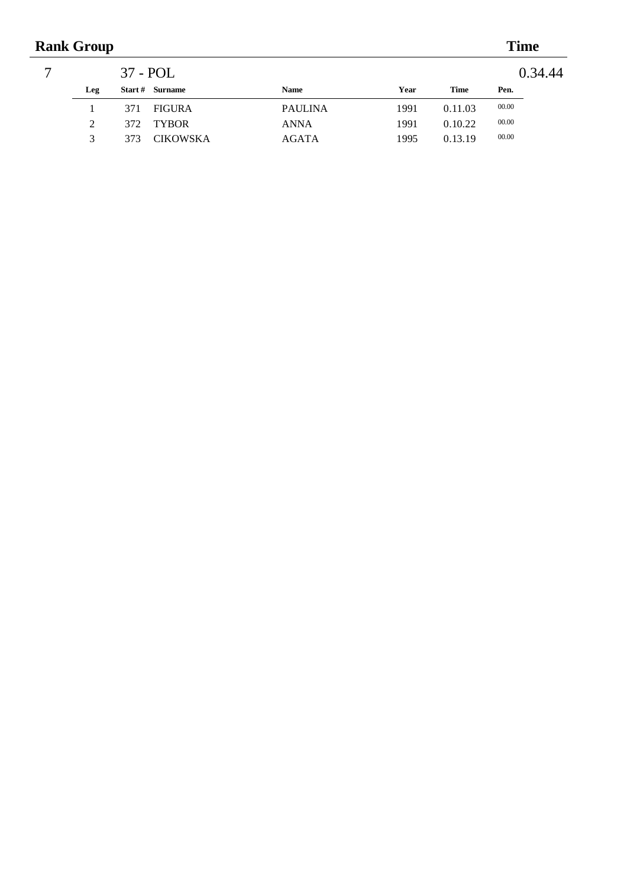| Rank | Group | | | | | | Time |
|---|---|---|---|---|---|---|---|
| 7 | 37 - POL | | | | | | 0.34.44 |

| Leg | Start # | Surname | Name | Year | Time | Pen. |
|---|---|---|---|---|---|---|
| 1 | 371 | FIGURA | PAULINA | 1991 | 0.11.03 | 00.00 |
| 2 | 372 | TYBOR | ANNA | 1991 | 0.10.22 | 00.00 |
| 3 | 373 | CIKOWSKA | AGATA | 1995 | 0.13.19 | 00.00 |